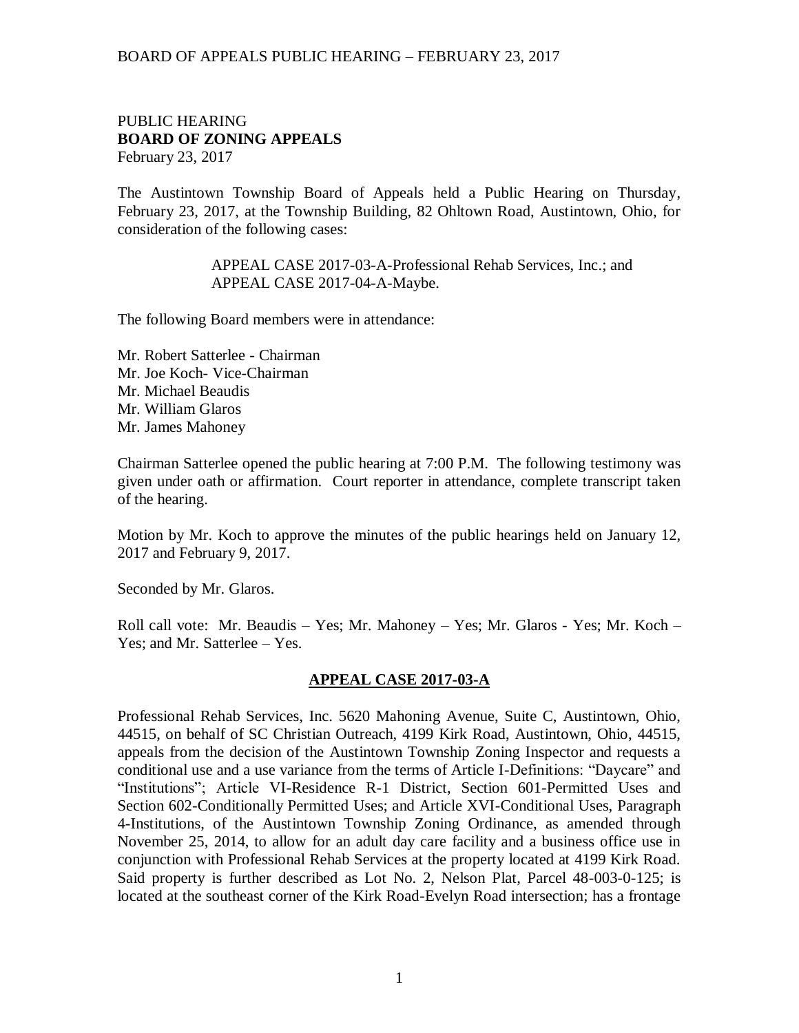PUBLIC HEARING
**BOARD OF ZONING APPEALS**
February 23, 2017

The Austintown Township Board of Appeals held a Public Hearing on Thursday, February 23, 2017, at the Township Building, 82 Ohltown Road, Austintown, Ohio, for consideration of the following cases:

> APPEAL CASE 2017-03-A-Professional Rehab Services, Inc.; and
> APPEAL CASE 2017-04-A-Maybe.

The following Board members were in attendance:

Mr. Robert Satterlee - Chairman
Mr. Joe Koch- Vice-Chairman
Mr. Michael Beaudis
Mr. William Glaros
Mr. James Mahoney

Chairman Satterlee opened the public hearing at 7:00 P.M. The following testimony was given under oath or affirmation. Court reporter in attendance, complete transcript taken of the hearing.

Motion by Mr. Koch to approve the minutes of the public hearings held on January 12, 2017 and February 9, 2017.

Seconded by Mr. Glaros.

Roll call vote: Mr. Beaudis – Yes; Mr. Mahoney – Yes; Mr. Glaros - Yes; Mr. Koch – Yes; and Mr. Satterlee – Yes.

## APPEAL CASE 2017-03-A

Professional Rehab Services, Inc. 5620 Mahoning Avenue, Suite C, Austintown, Ohio, 44515, on behalf of SC Christian Outreach, 4199 Kirk Road, Austintown, Ohio, 44515, appeals from the decision of the Austintown Township Zoning Inspector and requests a conditional use and a use variance from the terms of Article I-Definitions: "Daycare" and "Institutions"; Article VI-Residence R-1 District, Section 601-Permitted Uses and Section 602-Conditionally Permitted Uses; and Article XVI-Conditional Uses, Paragraph 4-Institutions, of the Austintown Township Zoning Ordinance, as amended through November 25, 2014, to allow for an adult day care facility and a business office use in conjunction with Professional Rehab Services at the property located at 4199 Kirk Road. Said property is further described as Lot No. 2, Nelson Plat, Parcel 48-003-0-125; is located at the southeast corner of the Kirk Road-Evelyn Road intersection; has a frontage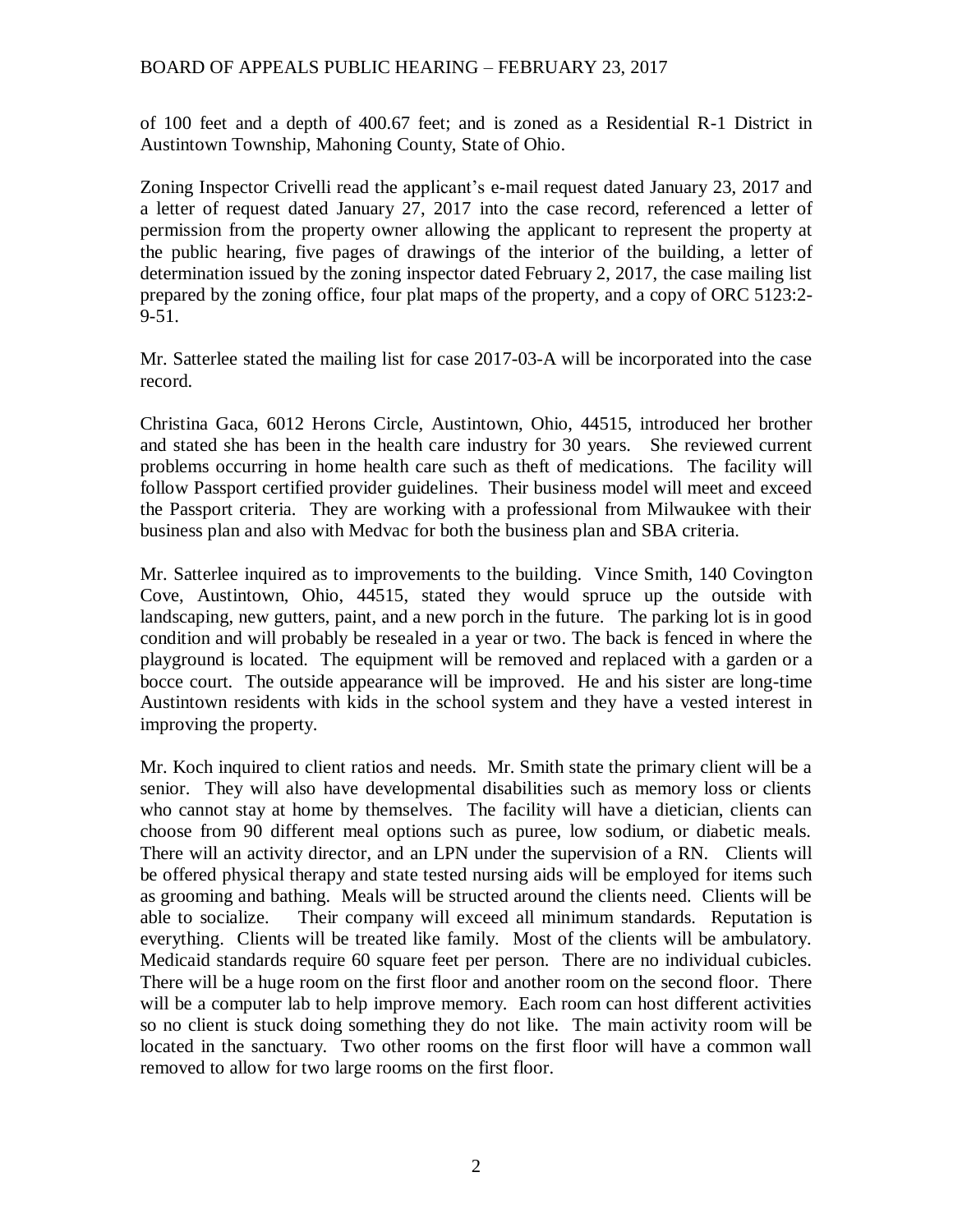of 100 feet and a depth of 400.67 feet; and is zoned as a Residential R-1 District in Austintown Township, Mahoning County, State of Ohio.

Zoning Inspector Crivelli read the applicant's e-mail request dated January 23, 2017 and a letter of request dated January 27, 2017 into the case record, referenced a letter of permission from the property owner allowing the applicant to represent the property at the public hearing, five pages of drawings of the interior of the building, a letter of determination issued by the zoning inspector dated February 2, 2017, the case mailing list prepared by the zoning office, four plat maps of the property, and a copy of ORC 5123:2-9-51.

Mr. Satterlee stated the mailing list for case 2017-03-A will be incorporated into the case record.

Christina Gaca, 6012 Herons Circle, Austintown, Ohio, 44515, introduced her brother and stated she has been in the health care industry for 30 years. She reviewed current problems occurring in home health care such as theft of medications. The facility will follow Passport certified provider guidelines. Their business model will meet and exceed the Passport criteria. They are working with a professional from Milwaukee with their business plan and also with Medvac for both the business plan and SBA criteria.

Mr. Satterlee inquired as to improvements to the building. Vince Smith, 140 Covington Cove, Austintown, Ohio, 44515, stated they would spruce up the outside with landscaping, new gutters, paint, and a new porch in the future. The parking lot is in good condition and will probably be resealed in a year or two. The back is fenced in where the playground is located. The equipment will be removed and replaced with a garden or a bocce court. The outside appearance will be improved. He and his sister are long-time Austintown residents with kids in the school system and they have a vested interest in improving the property.

Mr. Koch inquired to client ratios and needs. Mr. Smith state the primary client will be a senior. They will also have developmental disabilities such as memory loss or clients who cannot stay at home by themselves. The facility will have a dietician, clients can choose from 90 different meal options such as puree, low sodium, or diabetic meals. There will an activity director, and an LPN under the supervision of a RN. Clients will be offered physical therapy and state tested nursing aids will be employed for items such as grooming and bathing. Meals will be structed around the clients need. Clients will be able to socialize. Their company will exceed all minimum standards. Reputation is everything. Clients will be treated like family. Most of the clients will be ambulatory. Medicaid standards require 60 square feet per person. There are no individual cubicles. There will be a huge room on the first floor and another room on the second floor. There will be a computer lab to help improve memory. Each room can host different activities so no client is stuck doing something they do not like. The main activity room will be located in the sanctuary. Two other rooms on the first floor will have a common wall removed to allow for two large rooms on the first floor.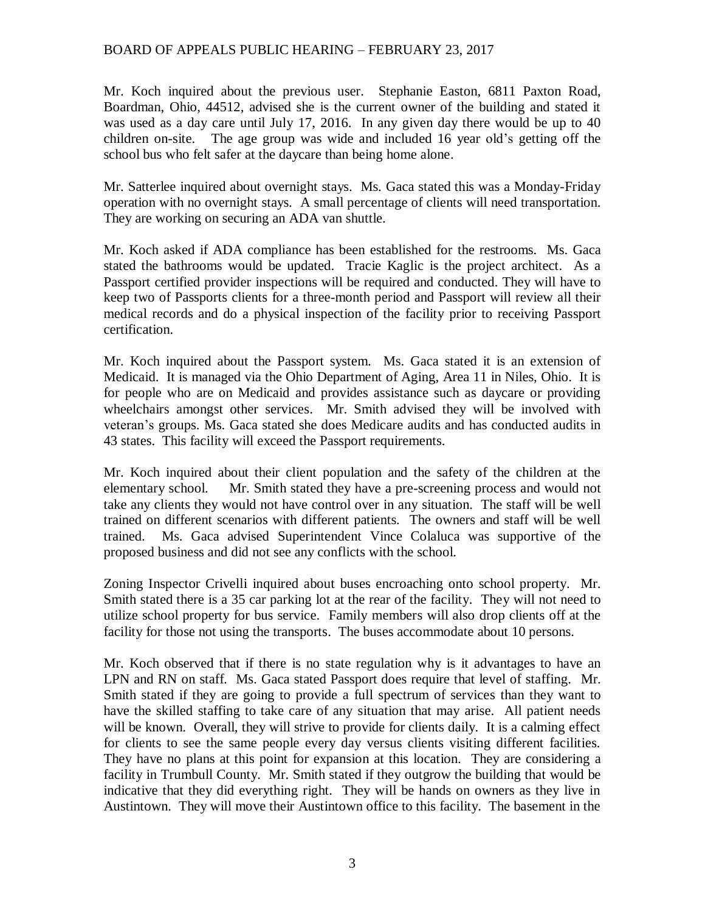Mr. Koch inquired about the previous user. Stephanie Easton, 6811 Paxton Road, Boardman, Ohio, 44512, advised she is the current owner of the building and stated it was used as a day care until July 17, 2016. In any given day there would be up to 40 children on-site. The age group was wide and included 16 year old's getting off the school bus who felt safer at the daycare than being home alone.

Mr. Satterlee inquired about overnight stays. Ms. Gaca stated this was a Monday-Friday operation with no overnight stays. A small percentage of clients will need transportation. They are working on securing an ADA van shuttle.

Mr. Koch asked if ADA compliance has been established for the restrooms. Ms. Gaca stated the bathrooms would be updated. Tracie Kaglic is the project architect. As a Passport certified provider inspections will be required and conducted. They will have to keep two of Passports clients for a three-month period and Passport will review all their medical records and do a physical inspection of the facility prior to receiving Passport certification.

Mr. Koch inquired about the Passport system. Ms. Gaca stated it is an extension of Medicaid. It is managed via the Ohio Department of Aging, Area 11 in Niles, Ohio. It is for people who are on Medicaid and provides assistance such as daycare or providing wheelchairs amongst other services. Mr. Smith advised they will be involved with veteran's groups. Ms. Gaca stated she does Medicare audits and has conducted audits in 43 states. This facility will exceed the Passport requirements.

Mr. Koch inquired about their client population and the safety of the children at the elementary school. Mr. Smith stated they have a pre-screening process and would not take any clients they would not have control over in any situation. The staff will be well trained on different scenarios with different patients. The owners and staff will be well trained. Ms. Gaca advised Superintendent Vince Colaluca was supportive of the proposed business and did not see any conflicts with the school.

Zoning Inspector Crivelli inquired about buses encroaching onto school property. Mr. Smith stated there is a 35 car parking lot at the rear of the facility. They will not need to utilize school property for bus service. Family members will also drop clients off at the facility for those not using the transports. The buses accommodate about 10 persons.

Mr. Koch observed that if there is no state regulation why is it advantages to have an LPN and RN on staff. Ms. Gaca stated Passport does require that level of staffing. Mr. Smith stated if they are going to provide a full spectrum of services than they want to have the skilled staffing to take care of any situation that may arise. All patient needs will be known. Overall, they will strive to provide for clients daily. It is a calming effect for clients to see the same people every day versus clients visiting different facilities. They have no plans at this point for expansion at this location. They are considering a facility in Trumbull County. Mr. Smith stated if they outgrow the building that would be indicative that they did everything right. They will be hands on owners as they live in Austintown. They will move their Austintown office to this facility. The basement in the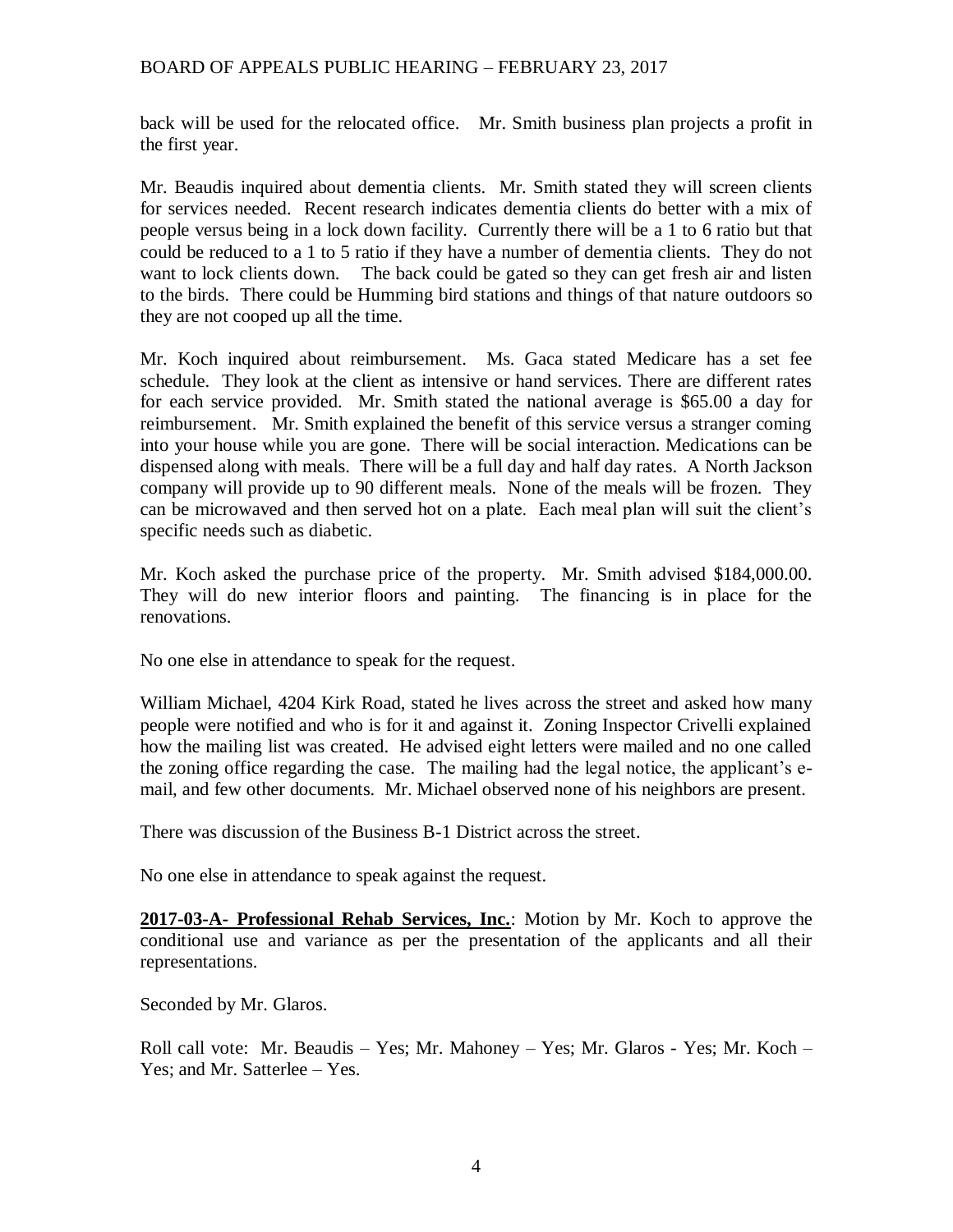back will be used for the relocated office. Mr. Smith business plan projects a profit in the first year.

Mr. Beaudis inquired about dementia clients. Mr. Smith stated they will screen clients for services needed. Recent research indicates dementia clients do better with a mix of people versus being in a lock down facility. Currently there will be a 1 to 6 ratio but that could be reduced to a 1 to 5 ratio if they have a number of dementia clients. They do not want to lock clients down. The back could be gated so they can get fresh air and listen to the birds. There could be Humming bird stations and things of that nature outdoors so they are not cooped up all the time.

Mr. Koch inquired about reimbursement. Ms. Gaca stated Medicare has a set fee schedule. They look at the client as intensive or hand services. There are different rates for each service provided. Mr. Smith stated the national average is $65.00 a day for reimbursement. Mr. Smith explained the benefit of this service versus a stranger coming into your house while you are gone. There will be social interaction. Medications can be dispensed along with meals. There will be a full day and half day rates. A North Jackson company will provide up to 90 different meals. None of the meals will be frozen. They can be microwaved and then served hot on a plate. Each meal plan will suit the client's specific needs such as diabetic.

Mr. Koch asked the purchase price of the property. Mr. Smith advised $184,000.00. They will do new interior floors and painting. The financing is in place for the renovations.

No one else in attendance to speak for the request.

William Michael, 4204 Kirk Road, stated he lives across the street and asked how many people were notified and who is for it and against it. Zoning Inspector Crivelli explained how the mailing list was created. He advised eight letters were mailed and no one called the zoning office regarding the case. The mailing had the legal notice, the applicant's e-mail, and few other documents. Mr. Michael observed none of his neighbors are present.

There was discussion of the Business B-1 District across the street.

No one else in attendance to speak against the request.

**2017-03-A- Professional Rehab Services, Inc.**: Motion by Mr. Koch to approve the conditional use and variance as per the presentation of the applicants and all their representations.

Seconded by Mr. Glaros.

Roll call vote: Mr. Beaudis – Yes; Mr. Mahoney – Yes; Mr. Glaros - Yes; Mr. Koch – Yes; and Mr. Satterlee – Yes.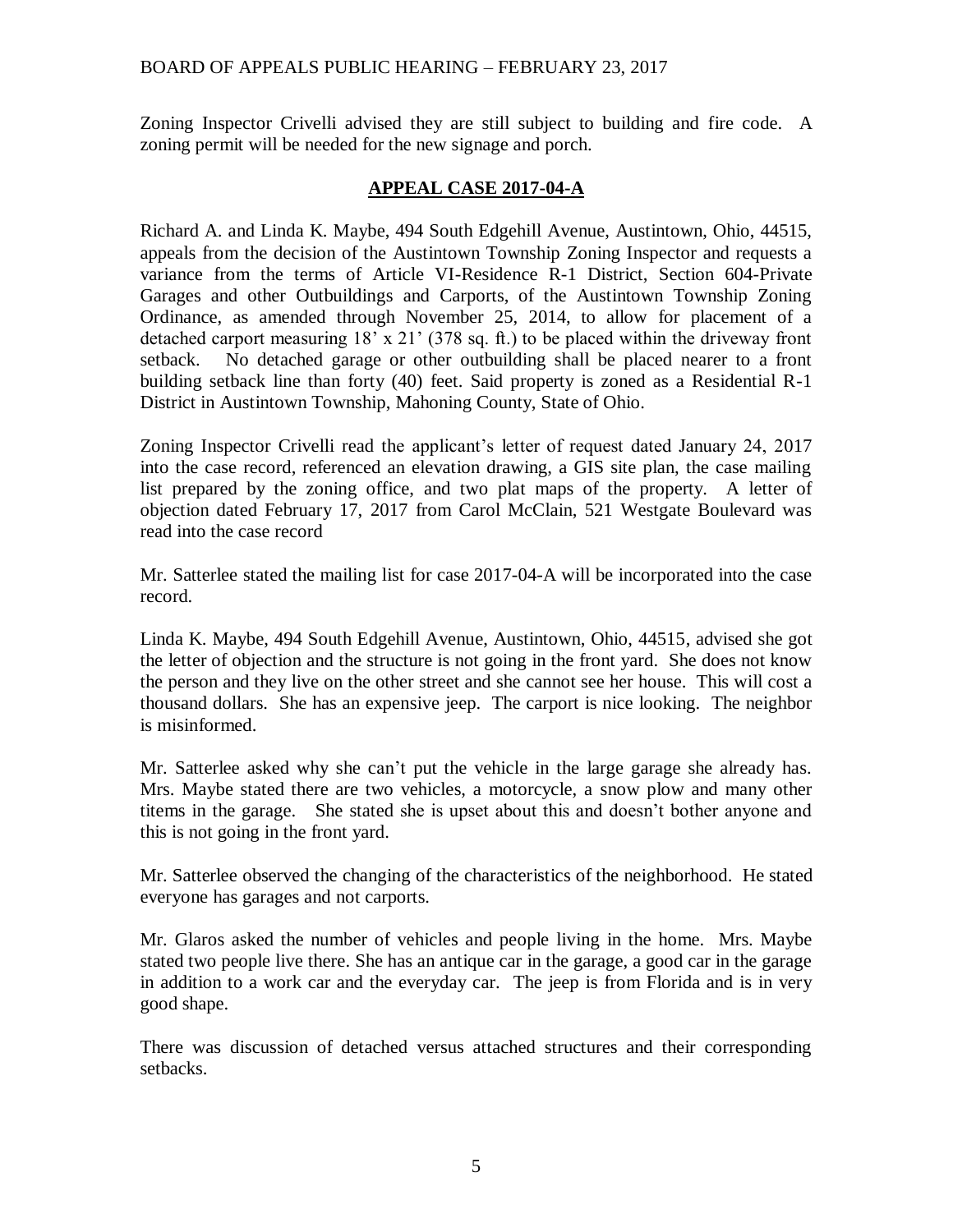Zoning Inspector Crivelli advised they are still subject to building and fire code. A zoning permit will be needed for the new signage and porch.

## APPEAL CASE 2017-04-A

Richard A. and Linda K. Maybe, 494 South Edgehill Avenue, Austintown, Ohio, 44515, appeals from the decision of the Austintown Township Zoning Inspector and requests a variance from the terms of Article VI-Residence R-1 District, Section 604-Private Garages and other Outbuildings and Carports, of the Austintown Township Zoning Ordinance, as amended through November 25, 2014, to allow for placement of a detached carport measuring 18' x 21' (378 sq. ft.) to be placed within the driveway front setback. No detached garage or other outbuilding shall be placed nearer to a front building setback line than forty (40) feet. Said property is zoned as a Residential R-1 District in Austintown Township, Mahoning County, State of Ohio.

Zoning Inspector Crivelli read the applicant's letter of request dated January 24, 2017 into the case record, referenced an elevation drawing, a GIS site plan, the case mailing list prepared by the zoning office, and two plat maps of the property. A letter of objection dated February 17, 2017 from Carol McClain, 521 Westgate Boulevard was read into the case record

Mr. Satterlee stated the mailing list for case 2017-04-A will be incorporated into the case record.

Linda K. Maybe, 494 South Edgehill Avenue, Austintown, Ohio, 44515, advised she got the letter of objection and the structure is not going in the front yard. She does not know the person and they live on the other street and she cannot see her house. This will cost a thousand dollars. She has an expensive jeep. The carport is nice looking. The neighbor is misinformed.

Mr. Satterlee asked why she can't put the vehicle in the large garage she already has. Mrs. Maybe stated there are two vehicles, a motorcycle, a snow plow and many other titems in the garage. She stated she is upset about this and doesn't bother anyone and this is not going in the front yard.

Mr. Satterlee observed the changing of the characteristics of the neighborhood. He stated everyone has garages and not carports.

Mr. Glaros asked the number of vehicles and people living in the home. Mrs. Maybe stated two people live there. She has an antique car in the garage, a good car in the garage in addition to a work car and the everyday car. The jeep is from Florida and is in very good shape.

There was discussion of detached versus attached structures and their corresponding setbacks.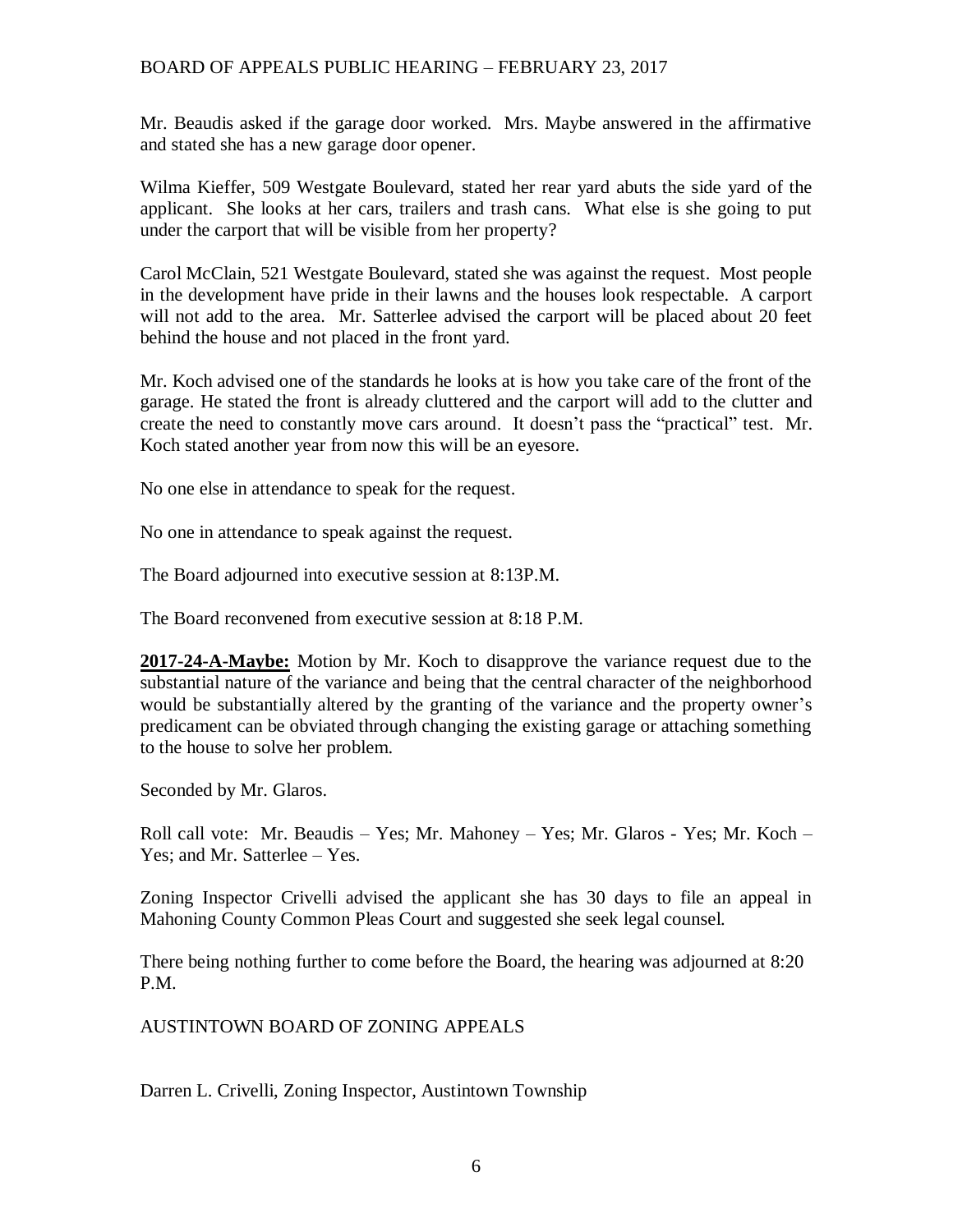Mr. Beaudis asked if the garage door worked. Mrs. Maybe answered in the affirmative and stated she has a new garage door opener.

Wilma Kieffer, 509 Westgate Boulevard, stated her rear yard abuts the side yard of the applicant. She looks at her cars, trailers and trash cans. What else is she going to put under the carport that will be visible from her property?

Carol McClain, 521 Westgate Boulevard, stated she was against the request. Most people in the development have pride in their lawns and the houses look respectable. A carport will not add to the area. Mr. Satterlee advised the carport will be placed about 20 feet behind the house and not placed in the front yard.

Mr. Koch advised one of the standards he looks at is how you take care of the front of the garage. He stated the front is already cluttered and the carport will add to the clutter and create the need to constantly move cars around. It doesn't pass the "practical" test. Mr. Koch stated another year from now this will be an eyesore.

No one else in attendance to speak for the request.

No one in attendance to speak against the request.

The Board adjourned into executive session at 8:13P.M.

The Board reconvened from executive session at 8:18 P.M.

**2017-24-A-Maybe:** Motion by Mr. Koch to disapprove the variance request due to the substantial nature of the variance and being that the central character of the neighborhood would be substantially altered by the granting of the variance and the property owner's predicament can be obviated through changing the existing garage or attaching something to the house to solve her problem.

Seconded by Mr. Glaros.

Roll call vote: Mr. Beaudis – Yes; Mr. Mahoney – Yes; Mr. Glaros - Yes; Mr. Koch – Yes; and Mr. Satterlee – Yes.

Zoning Inspector Crivelli advised the applicant she has 30 days to file an appeal in Mahoning County Common Pleas Court and suggested she seek legal counsel.

There being nothing further to come before the Board, the hearing was adjourned at 8:20 P.M.

AUSTINTOWN BOARD OF ZONING APPEALS

Darren L. Crivelli, Zoning Inspector, Austintown Township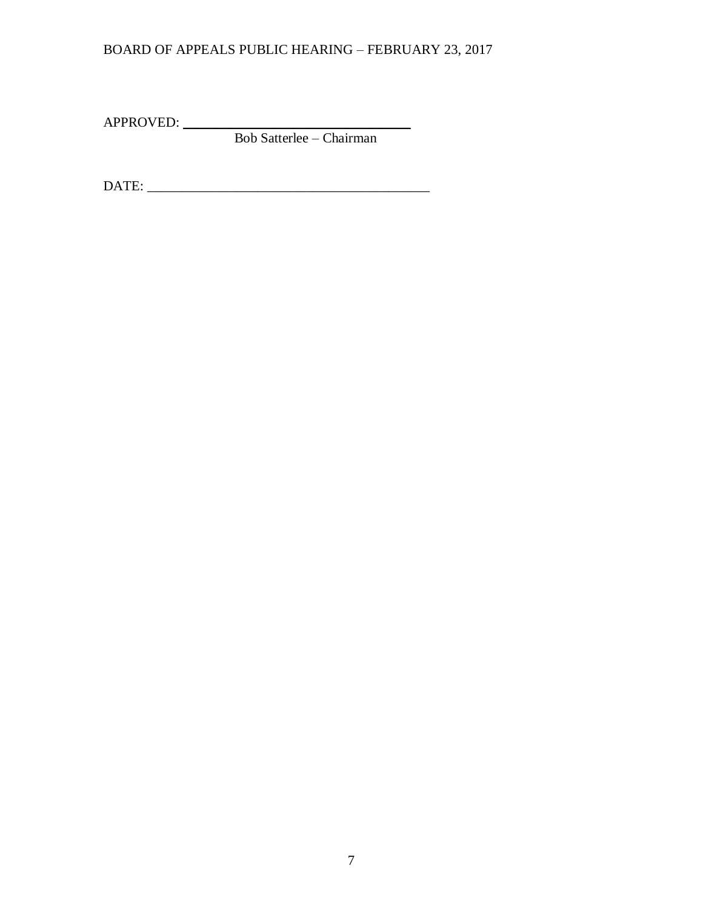APPROVED: ______________________________
Bob Satterlee – Chairman

DATE: ______________________________________